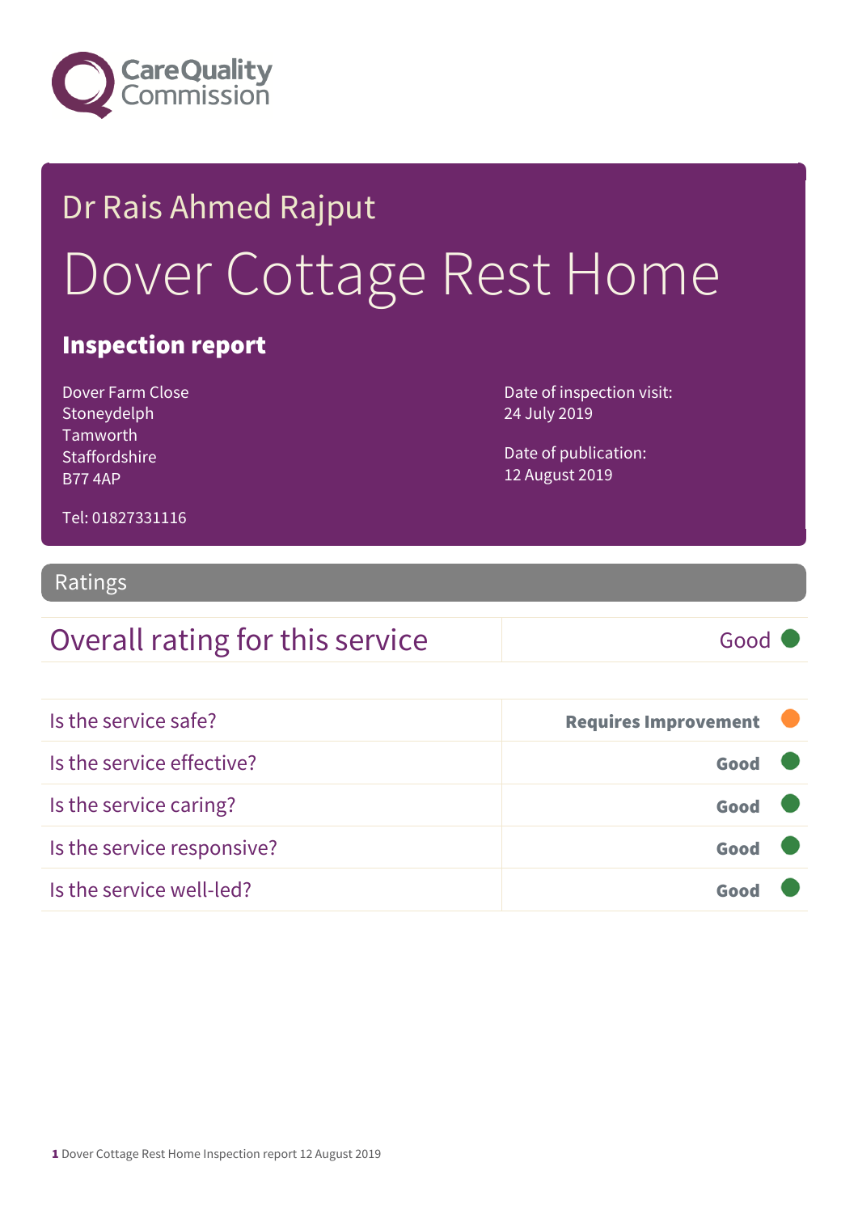Dr Rais Ahmed Rajput

# Dover Cottage Rest Home

## Inspection report

Dover Farm Close
Stoneydelph
Tamworth
Staffordshire
B77 4AP

Tel: 01827331116

Date of inspection visit:
24 July 2019

Date of publication:
12 August 2019

## Ratings

| Overall rating for this service | Good |
|---|---|

| | |
|---|---|
| Is the service safe? | **Requires Improvement** |
| Is the service effective? | **Good** |
| Is the service caring? | **Good** |
| Is the service responsive? | **Good** |
| Is the service well-led? | **Good** |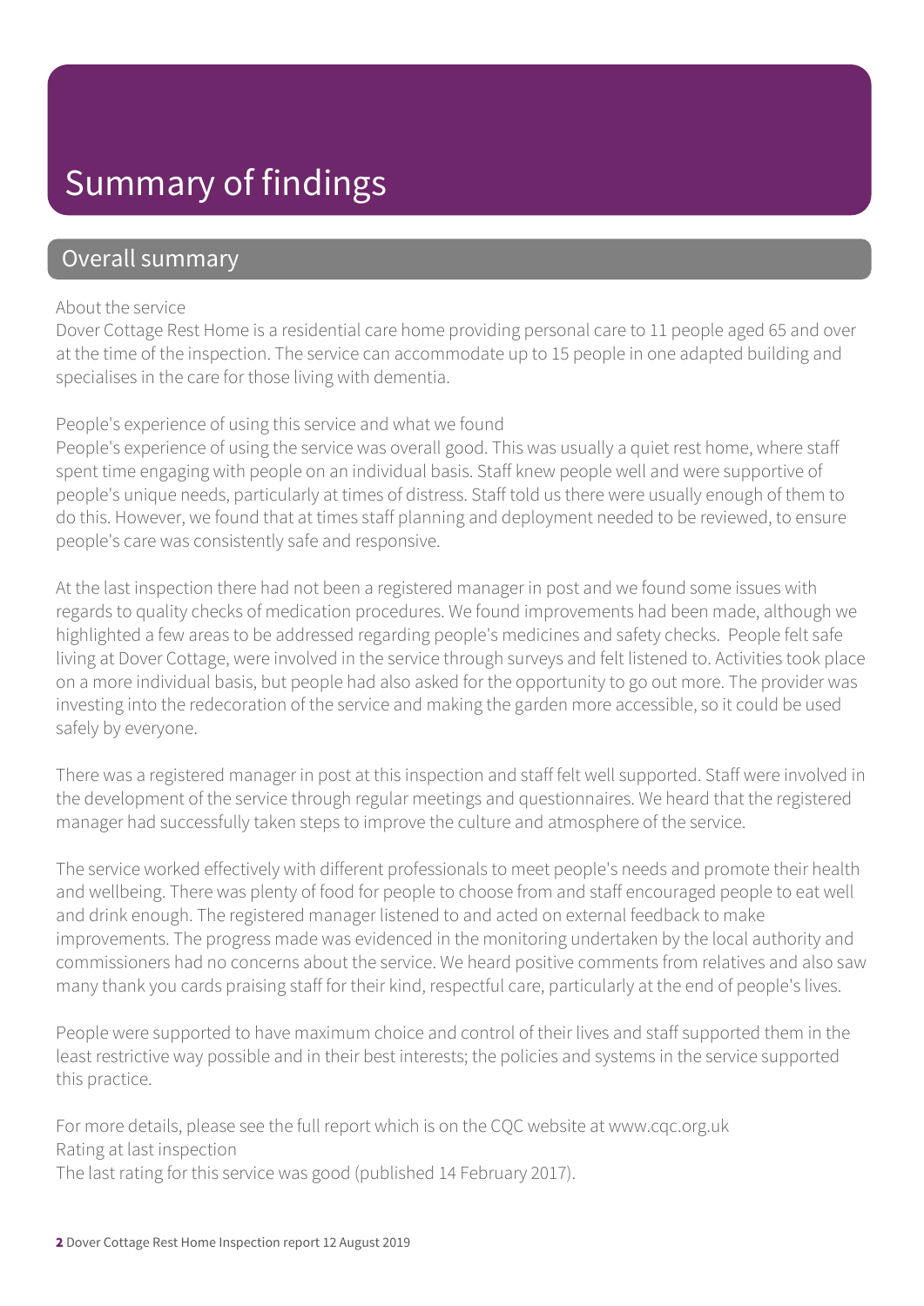# Summary of findings

## Overall summary

About the service

Dover Cottage Rest Home is a residential care home providing personal care to 11 people aged 65 and over at the time of the inspection. The service can accommodate up to 15 people in one adapted building and specialises in the care for those living with dementia.

People's experience of using this service and what we found

People's experience of using the service was overall good. This was usually a quiet rest home, where staff spent time engaging with people on an individual basis. Staff knew people well and were supportive of people's unique needs, particularly at times of distress. Staff told us there were usually enough of them to do this. However, we found that at times staff planning and deployment needed to be reviewed, to ensure people's care was consistently safe and responsive.

At the last inspection there had not been a registered manager in post and we found some issues with regards to quality checks of medication procedures. We found improvements had been made, although we highlighted a few areas to be addressed regarding people's medicines and safety checks. People felt safe living at Dover Cottage, were involved in the service through surveys and felt listened to. Activities took place on a more individual basis, but people had also asked for the opportunity to go out more. The provider was investing into the redecoration of the service and making the garden more accessible, so it could be used safely by everyone.

There was a registered manager in post at this inspection and staff felt well supported. Staff were involved in the development of the service through regular meetings and questionnaires. We heard that the registered manager had successfully taken steps to improve the culture and atmosphere of the service.

The service worked effectively with different professionals to meet people's needs and promote their health and wellbeing. There was plenty of food for people to choose from and staff encouraged people to eat well and drink enough. The registered manager listened to and acted on external feedback to make improvements. The progress made was evidenced in the monitoring undertaken by the local authority and commissioners had no concerns about the service. We heard positive comments from relatives and also saw many thank you cards praising staff for their kind, respectful care, particularly at the end of people's lives.

People were supported to have maximum choice and control of their lives and staff supported them in the least restrictive way possible and in their best interests; the policies and systems in the service supported this practice.

For more details, please see the full report which is on the CQC website at www.cqc.org.uk

Rating at last inspection

The last rating for this service was good (published 14 February 2017).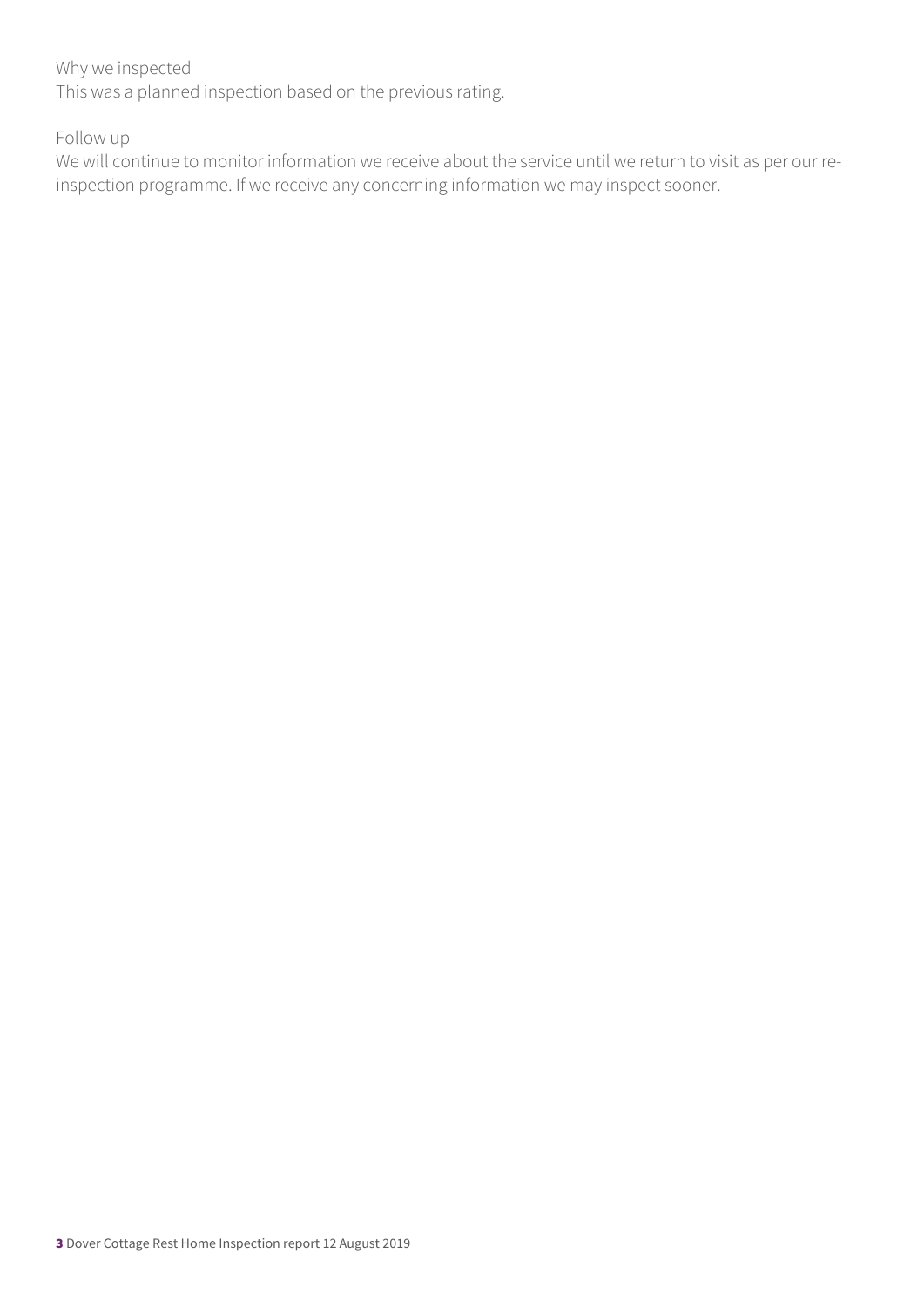Why we inspected
This was a planned inspection based on the previous rating.

Follow up
We will continue to monitor information we receive about the service until we return to visit as per our re-inspection programme. If we receive any concerning information we may inspect sooner.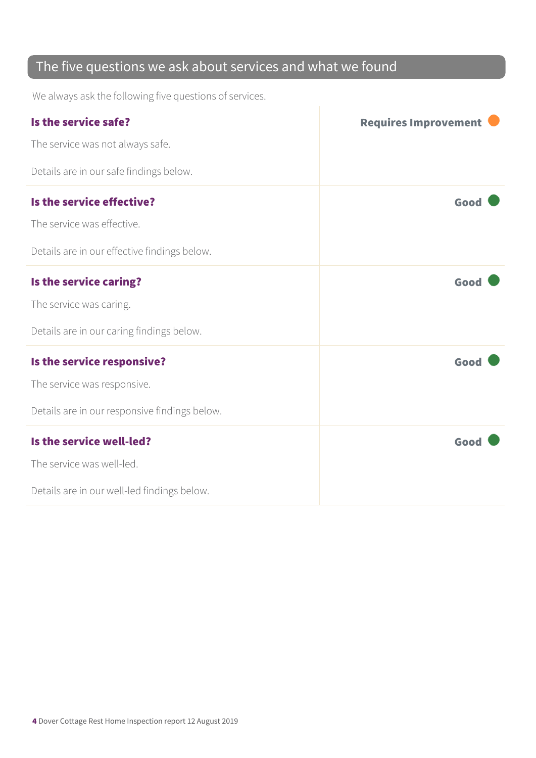## The five questions we ask about services and what we found

We always ask the following five questions of services.

| | |
|---|---|
| **Is the service safe?**<br><br>The service was not always safe.<br><br>Details are in our safe findings below. | **Requires Improvement** |
| **Is the service effective?**<br><br>The service was effective.<br><br>Details are in our effective findings below. | **Good** |
| **Is the service caring?**<br><br>The service was caring.<br><br>Details are in our caring findings below. | **Good** |
| **Is the service responsive?**<br><br>The service was responsive.<br><br>Details are in our responsive findings below. | **Good** |
| **Is the service well-led?**<br><br>The service was well-led.<br><br>Details are in our well-led findings below. | **Good** |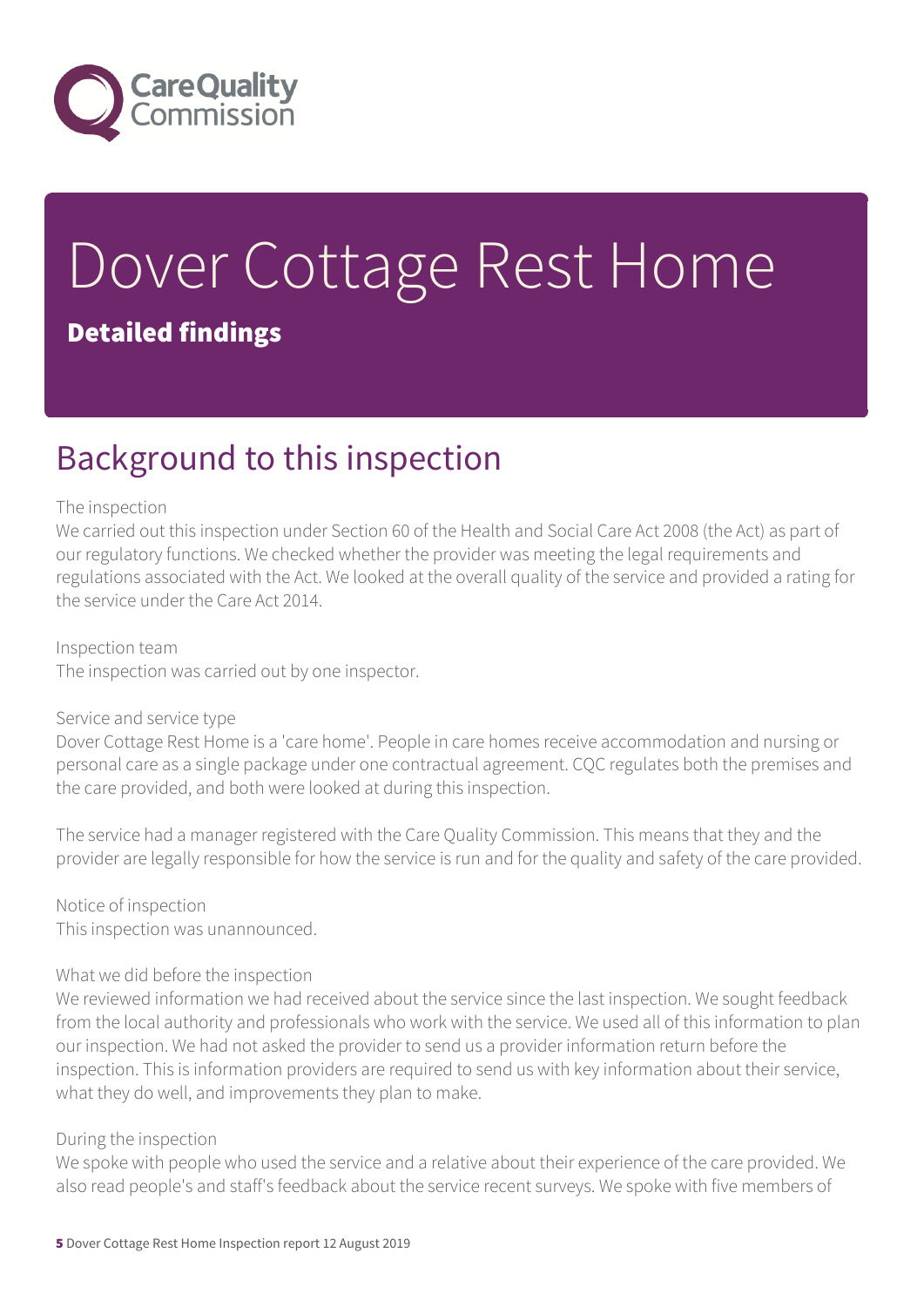# Dover Cottage Rest Home

## Detailed findings

## Background to this inspection

The inspection

We carried out this inspection under Section 60 of the Health and Social Care Act 2008 (the Act) as part of our regulatory functions. We checked whether the provider was meeting the legal requirements and regulations associated with the Act. We looked at the overall quality of the service and provided a rating for the service under the Care Act 2014.

Inspection team

The inspection was carried out by one inspector.

Service and service type

Dover Cottage Rest Home is a 'care home'. People in care homes receive accommodation and nursing or personal care as a single package under one contractual agreement. CQC regulates both the premises and the care provided, and both were looked at during this inspection.

The service had a manager registered with the Care Quality Commission. This means that they and the provider are legally responsible for how the service is run and for the quality and safety of the care provided.

Notice of inspection

This inspection was unannounced.

What we did before the inspection

We reviewed information we had received about the service since the last inspection. We sought feedback from the local authority and professionals who work with the service. We used all of this information to plan our inspection. We had not asked the provider to send us a provider information return before the inspection. This is information providers are required to send us with key information about their service, what they do well, and improvements they plan to make.

During the inspection

We spoke with people who used the service and a relative about their experience of the care provided. We also read people's and staff's feedback about the service recent surveys. We spoke with five members of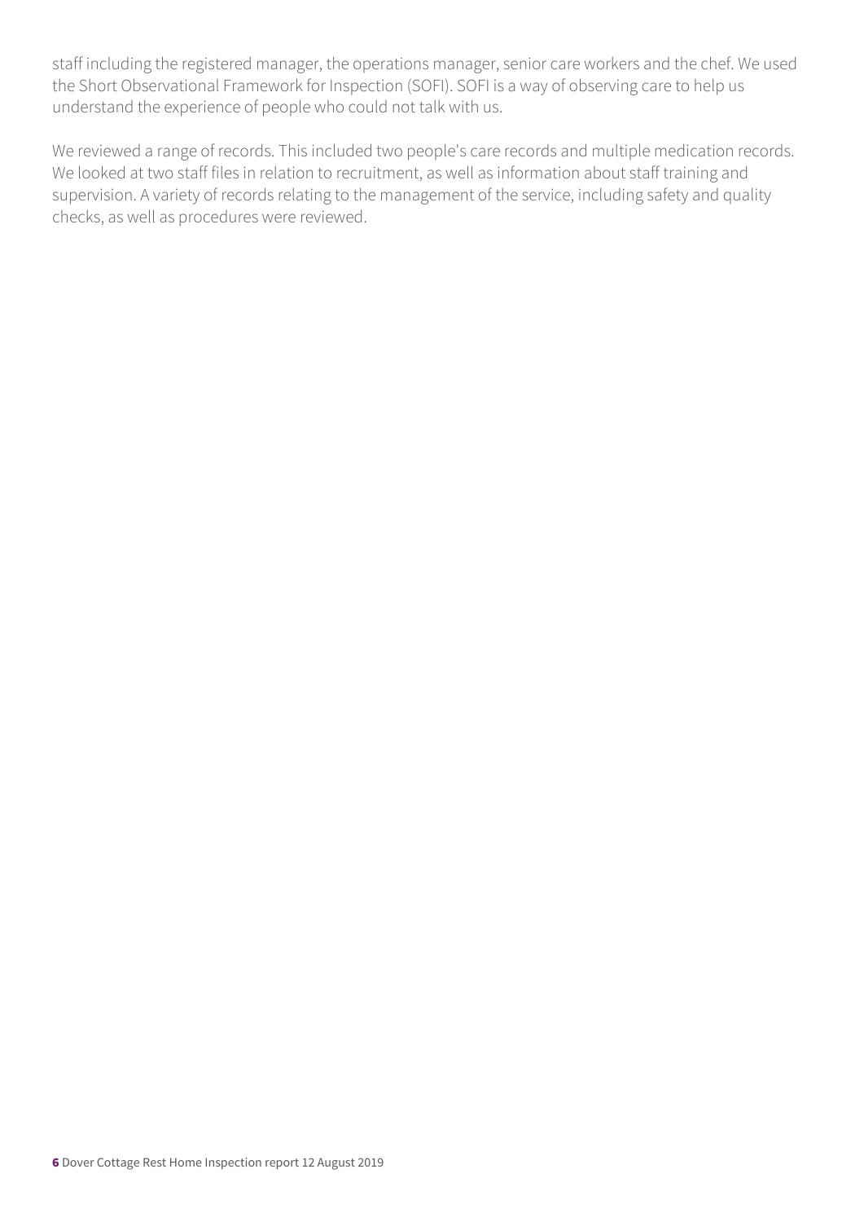staff including the registered manager, the operations manager, senior care workers and the chef. We used the Short Observational Framework for Inspection (SOFI). SOFI is a way of observing care to help us understand the experience of people who could not talk with us.

We reviewed a range of records. This included two people's care records and multiple medication records. We looked at two staff files in relation to recruitment, as well as information about staff training and supervision. A variety of records relating to the management of the service, including safety and quality checks, as well as procedures were reviewed.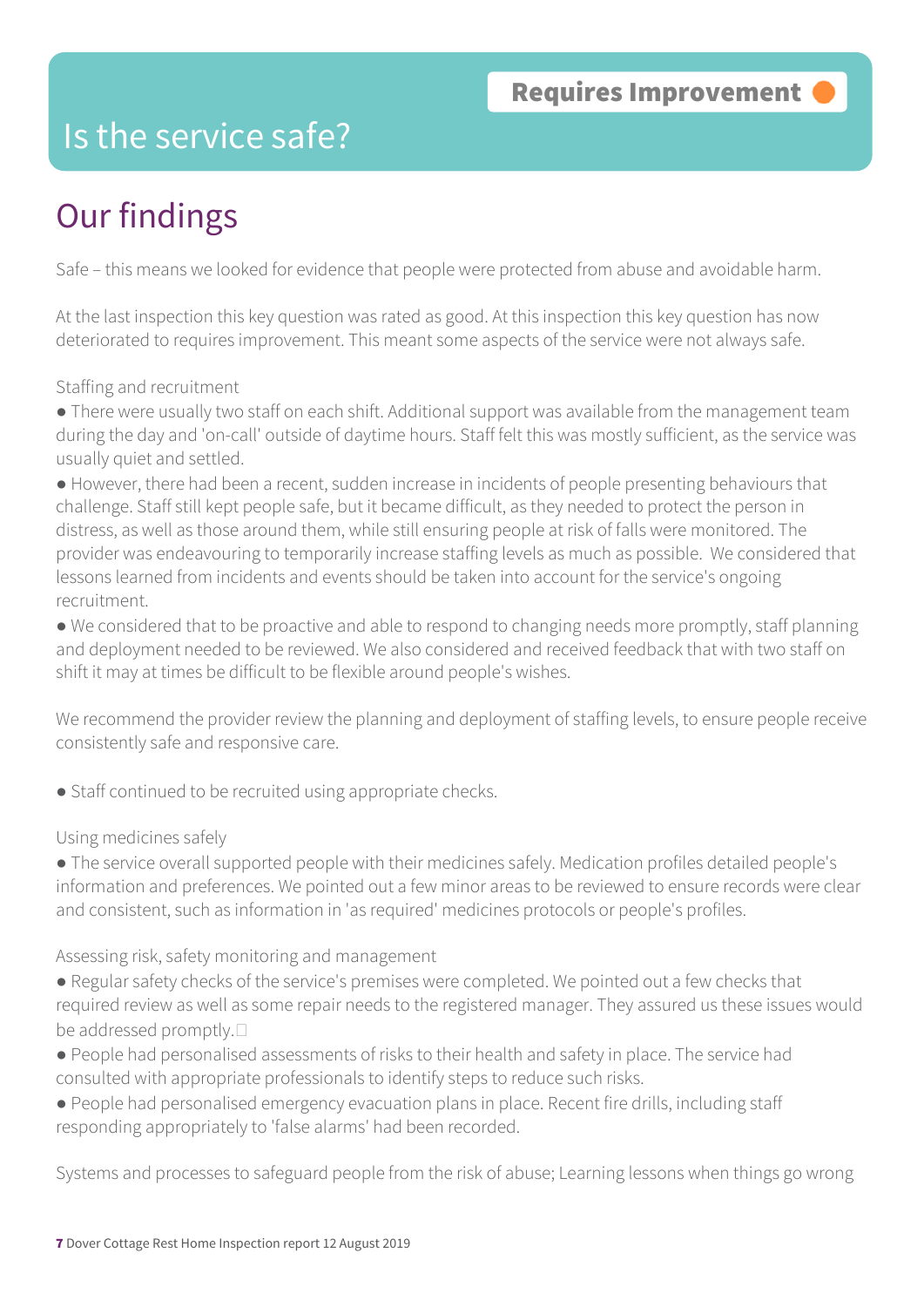# Is the service safe?

**Requires Improvement**

## Our findings

Safe – this means we looked for evidence that people were protected from abuse and avoidable harm.

At the last inspection this key question was rated as good. At this inspection this key question has now deteriorated to requires improvement. This meant some aspects of the service were not always safe.

Staffing and recruitment

- There were usually two staff on each shift. Additional support was available from the management team during the day and 'on-call' outside of daytime hours. Staff felt this was mostly sufficient, as the service was usually quiet and settled.
- However, there had been a recent, sudden increase in incidents of people presenting behaviours that challenge. Staff still kept people safe, but it became difficult, as they needed to protect the person in distress, as well as those around them, while still ensuring people at risk of falls were monitored. The provider was endeavouring to temporarily increase staffing levels as much as possible. We considered that lessons learned from incidents and events should be taken into account for the service's ongoing recruitment.
- We considered that to be proactive and able to respond to changing needs more promptly, staff planning and deployment needed to be reviewed. We also considered and received feedback that with two staff on shift it may at times be difficult to be flexible around people's wishes.

We recommend the provider review the planning and deployment of staffing levels, to ensure people receive consistently safe and responsive care.

- Staff continued to be recruited using appropriate checks.

Using medicines safely

- The service overall supported people with their medicines safely. Medication profiles detailed people's information and preferences. We pointed out a few minor areas to be reviewed to ensure records were clear and consistent, such as information in 'as required' medicines protocols or people's profiles.

Assessing risk, safety monitoring and management

- Regular safety checks of the service's premises were completed. We pointed out a few checks that required review as well as some repair needs to the registered manager. They assured us these issues would be addressed promptly.
- People had personalised assessments of risks to their health and safety in place. The service had consulted with appropriate professionals to identify steps to reduce such risks.
- People had personalised emergency evacuation plans in place. Recent fire drills, including staff responding appropriately to 'false alarms' had been recorded.

Systems and processes to safeguard people from the risk of abuse; Learning lessons when things go wrong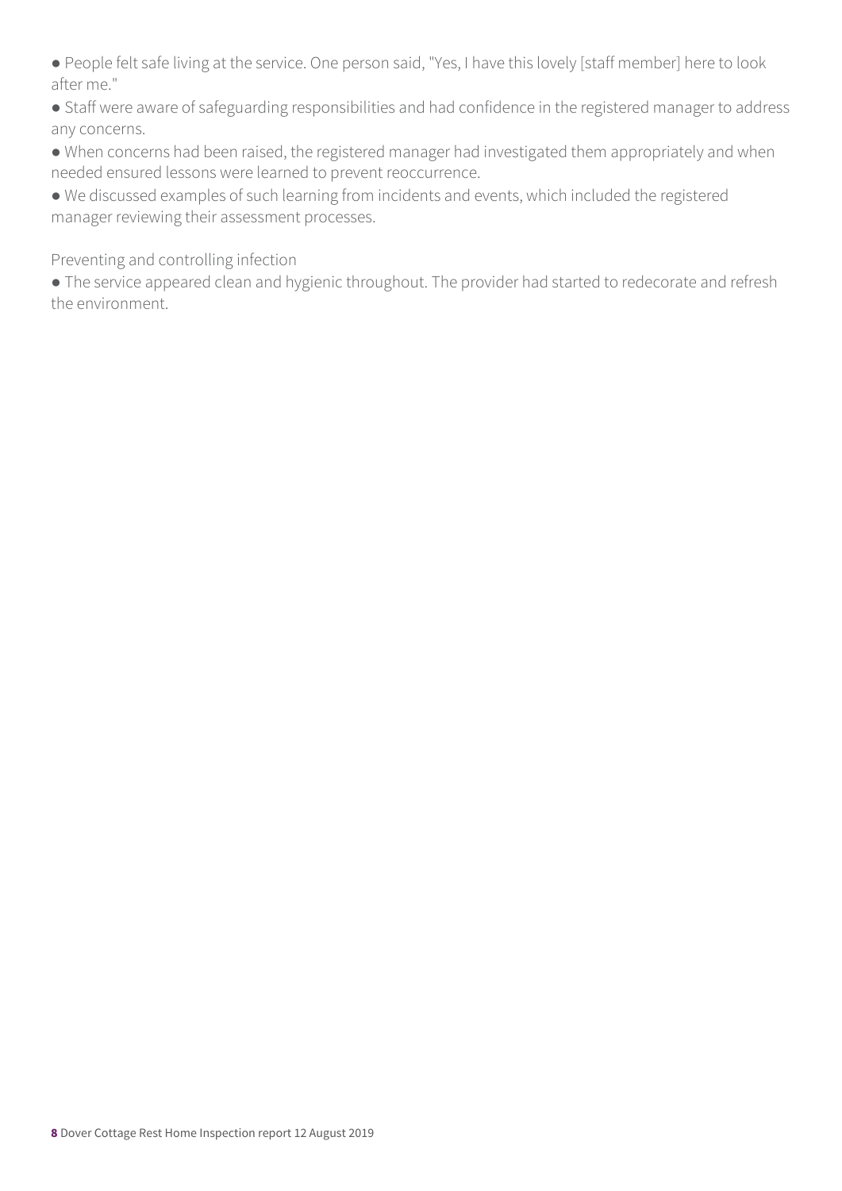- People felt safe living at the service. One person said, "Yes, I have this lovely [staff member] here to look after me."
- Staff were aware of safeguarding responsibilities and had confidence in the registered manager to address any concerns.
- When concerns had been raised, the registered manager had investigated them appropriately and when needed ensured lessons were learned to prevent reoccurrence.
- We discussed examples of such learning from incidents and events, which included the registered manager reviewing their assessment processes.

Preventing and controlling infection

- The service appeared clean and hygienic throughout. The provider had started to redecorate and refresh the environment.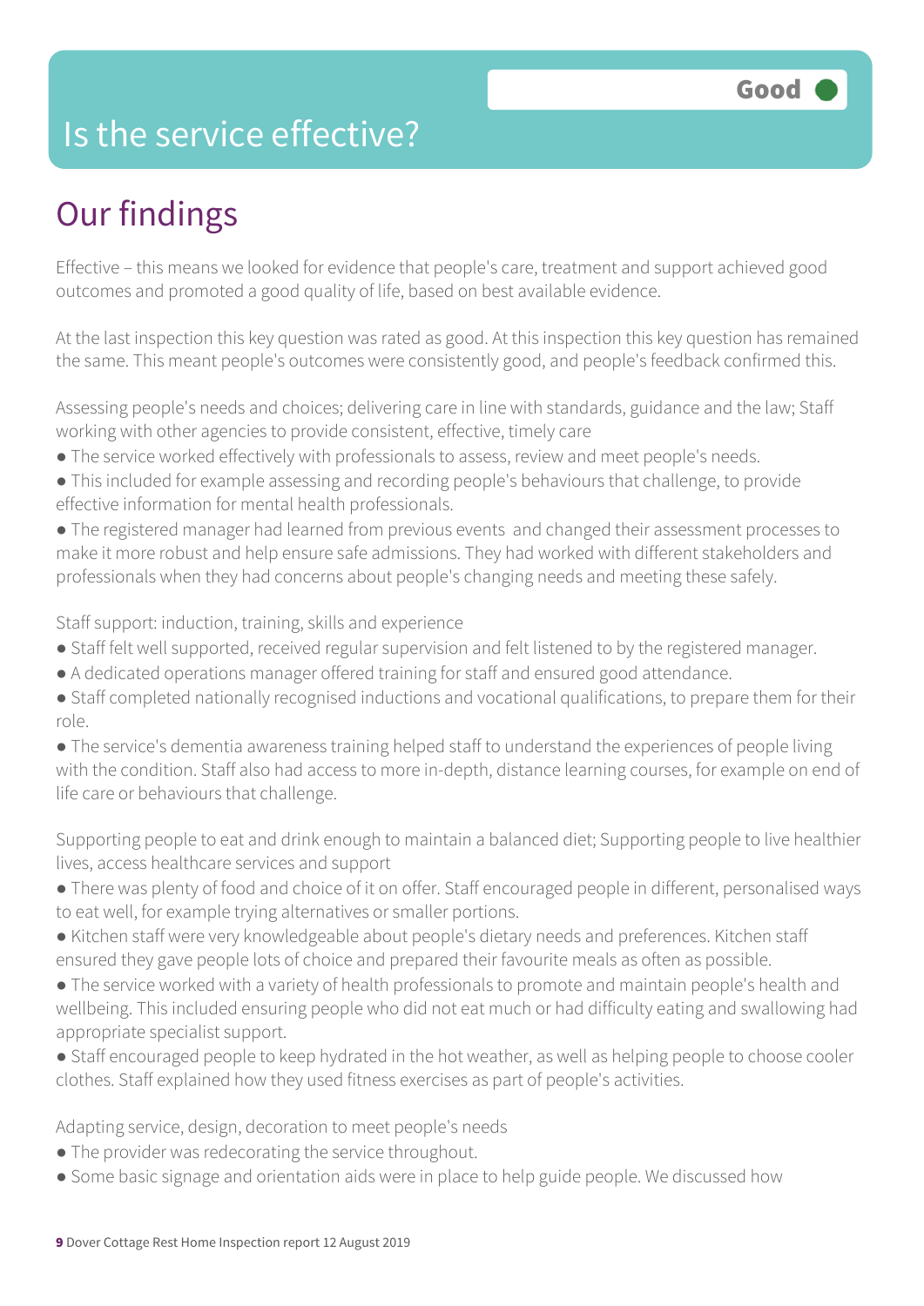Good

# Is the service effective?

## Our findings

Effective – this means we looked for evidence that people's care, treatment and support achieved good outcomes and promoted a good quality of life, based on best available evidence.

At the last inspection this key question was rated as good. At this inspection this key question has remained the same. This meant people's outcomes were consistently good, and people's feedback confirmed this.

Assessing people's needs and choices; delivering care in line with standards, guidance and the law; Staff working with other agencies to provide consistent, effective, timely care

- The service worked effectively with professionals to assess, review and meet people's needs.
- This included for example assessing and recording people's behaviours that challenge, to provide effective information for mental health professionals.
- The registered manager had learned from previous events and changed their assessment processes to make it more robust and help ensure safe admissions. They had worked with different stakeholders and professionals when they had concerns about people's changing needs and meeting these safely.

Staff support: induction, training, skills and experience

- Staff felt well supported, received regular supervision and felt listened to by the registered manager.
- A dedicated operations manager offered training for staff and ensured good attendance.
- Staff completed nationally recognised inductions and vocational qualifications, to prepare them for their role.
- The service's dementia awareness training helped staff to understand the experiences of people living with the condition. Staff also had access to more in-depth, distance learning courses, for example on end of life care or behaviours that challenge.

Supporting people to eat and drink enough to maintain a balanced diet; Supporting people to live healthier lives, access healthcare services and support

- There was plenty of food and choice of it on offer. Staff encouraged people in different, personalised ways to eat well, for example trying alternatives or smaller portions.
- Kitchen staff were very knowledgeable about people's dietary needs and preferences. Kitchen staff ensured they gave people lots of choice and prepared their favourite meals as often as possible.
- The service worked with a variety of health professionals to promote and maintain people's health and wellbeing. This included ensuring people who did not eat much or had difficulty eating and swallowing had appropriate specialist support.
- Staff encouraged people to keep hydrated in the hot weather, as well as helping people to choose cooler clothes. Staff explained how they used fitness exercises as part of people's activities.

Adapting service, design, decoration to meet people's needs

- The provider was redecorating the service throughout.
- Some basic signage and orientation aids were in place to help guide people. We discussed how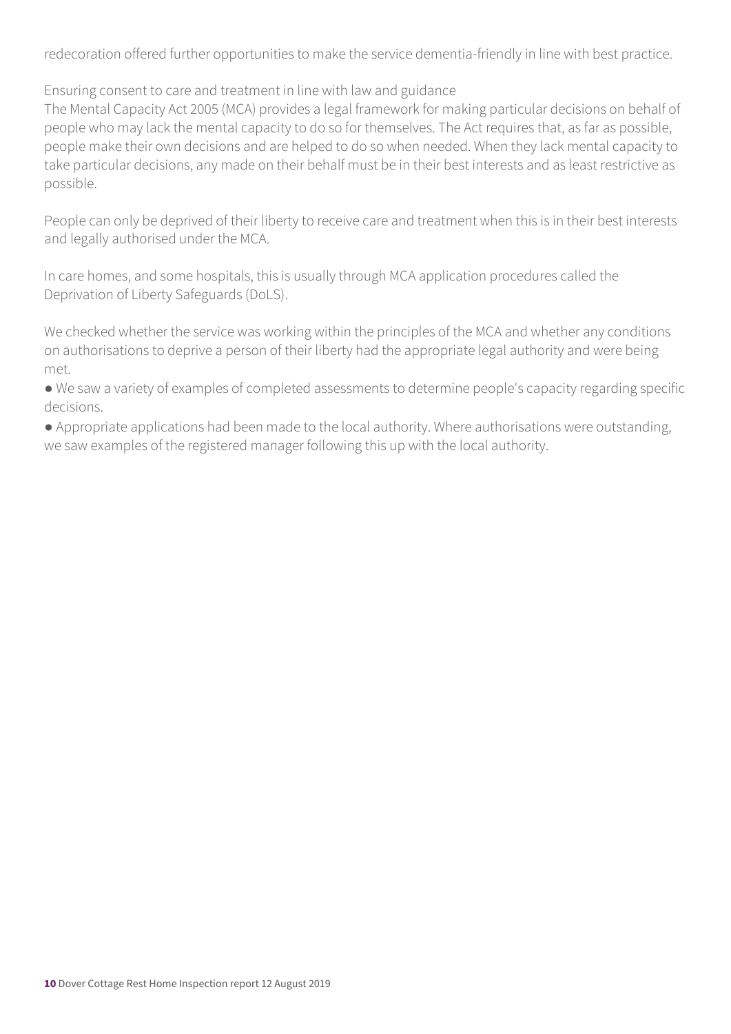redecoration offered further opportunities to make the service dementia-friendly in line with best practice.

Ensuring consent to care and treatment in line with law and guidance

The Mental Capacity Act 2005 (MCA) provides a legal framework for making particular decisions on behalf of people who may lack the mental capacity to do so for themselves. The Act requires that, as far as possible, people make their own decisions and are helped to do so when needed. When they lack mental capacity to take particular decisions, any made on their behalf must be in their best interests and as least restrictive as possible.

People can only be deprived of their liberty to receive care and treatment when this is in their best interests and legally authorised under the MCA.

In care homes, and some hospitals, this is usually through MCA application procedures called the Deprivation of Liberty Safeguards (DoLS).

We checked whether the service was working within the principles of the MCA and whether any conditions on authorisations to deprive a person of their liberty had the appropriate legal authority and were being met.

- We saw a variety of examples of completed assessments to determine people's capacity regarding specific decisions.
- Appropriate applications had been made to the local authority. Where authorisations were outstanding, we saw examples of the registered manager following this up with the local authority.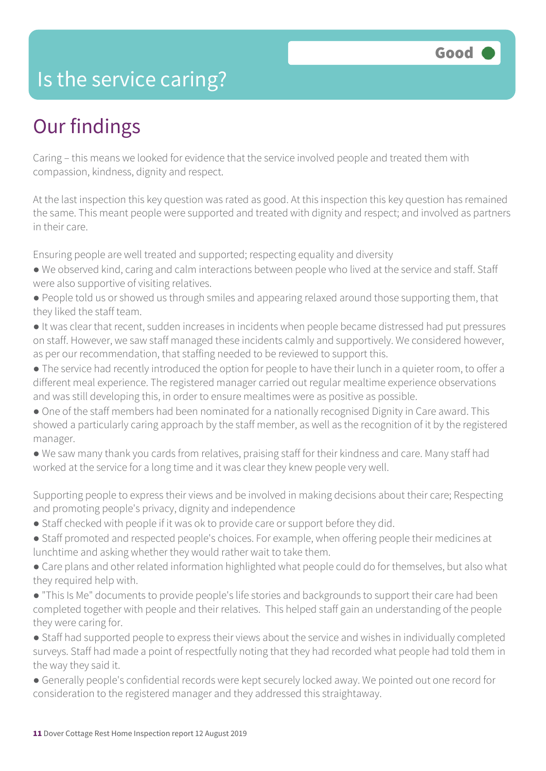# Is the service caring?

Good

## Our findings

Caring – this means we looked for evidence that the service involved people and treated them with compassion, kindness, dignity and respect.

At the last inspection this key question was rated as good. At this inspection this key question has remained the same. This meant people were supported and treated with dignity and respect; and involved as partners in their care.

Ensuring people are well treated and supported; respecting equality and diversity

- We observed kind, caring and calm interactions between people who lived at the service and staff. Staff were also supportive of visiting relatives.
- People told us or showed us through smiles and appearing relaxed around those supporting them, that they liked the staff team.
- It was clear that recent, sudden increases in incidents when people became distressed had put pressures on staff. However, we saw staff managed these incidents calmly and supportively. We considered however, as per our recommendation, that staffing needed to be reviewed to support this.
- The service had recently introduced the option for people to have their lunch in a quieter room, to offer a different meal experience. The registered manager carried out regular mealtime experience observations and was still developing this, in order to ensure mealtimes were as positive as possible.
- One of the staff members had been nominated for a nationally recognised Dignity in Care award. This showed a particularly caring approach by the staff member, as well as the recognition of it by the registered manager.
- We saw many thank you cards from relatives, praising staff for their kindness and care. Many staff had worked at the service for a long time and it was clear they knew people very well.

Supporting people to express their views and be involved in making decisions about their care; Respecting and promoting people's privacy, dignity and independence

- Staff checked with people if it was ok to provide care or support before they did.
- Staff promoted and respected people's choices. For example, when offering people their medicines at lunchtime and asking whether they would rather wait to take them.
- Care plans and other related information highlighted what people could do for themselves, but also what they required help with.
- "This Is Me" documents to provide people's life stories and backgrounds to support their care had been completed together with people and their relatives. This helped staff gain an understanding of the people they were caring for.
- Staff had supported people to express their views about the service and wishes in individually completed surveys. Staff had made a point of respectfully noting that they had recorded what people had told them in the way they said it.
- Generally people's confidential records were kept securely locked away. We pointed out one record for consideration to the registered manager and they addressed this straightaway.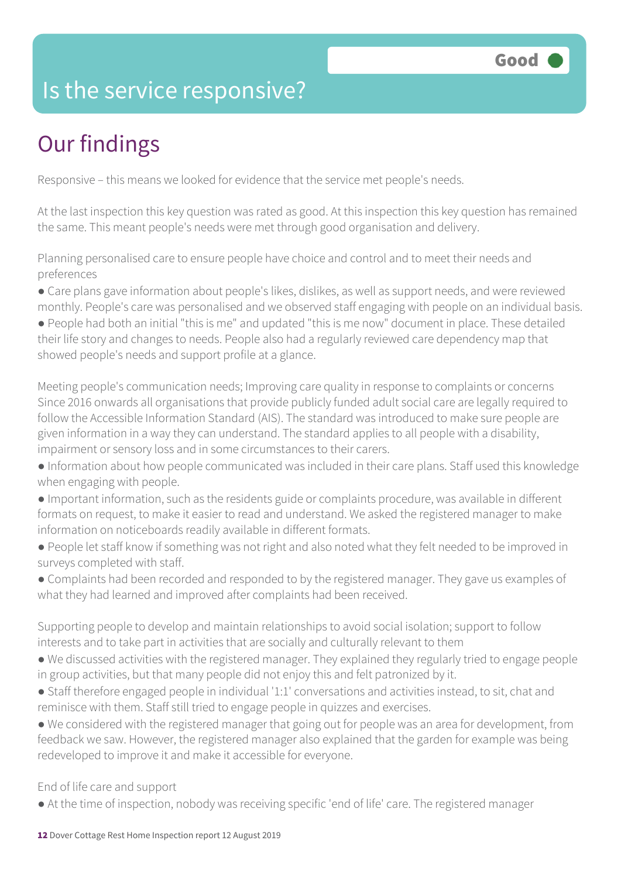# Is the service responsive?

Good

## Our findings

Responsive – this means we looked for evidence that the service met people's needs.

At the last inspection this key question was rated as good. At this inspection this key question has remained the same. This meant people's needs were met through good organisation and delivery.

Planning personalised care to ensure people have choice and control and to meet their needs and preferences

- Care plans gave information about people's likes, dislikes, as well as support needs, and were reviewed monthly. People's care was personalised and we observed staff engaging with people on an individual basis.
- People had both an initial "this is me" and updated "this is me now" document in place. These detailed their life story and changes to needs. People also had a regularly reviewed care dependency map that showed people's needs and support profile at a glance.

Meeting people's communication needs; Improving care quality in response to complaints or concerns
Since 2016 onwards all organisations that provide publicly funded adult social care are legally required to follow the Accessible Information Standard (AIS). The standard was introduced to make sure people are given information in a way they can understand. The standard applies to all people with a disability, impairment or sensory loss and in some circumstances to their carers.

- Information about how people communicated was included in their care plans. Staff used this knowledge when engaging with people.
- Important information, such as the residents guide or complaints procedure, was available in different formats on request, to make it easier to read and understand. We asked the registered manager to make information on noticeboards readily available in different formats.
- People let staff know if something was not right and also noted what they felt needed to be improved in surveys completed with staff.
- Complaints had been recorded and responded to by the registered manager. They gave us examples of what they had learned and improved after complaints had been received.

Supporting people to develop and maintain relationships to avoid social isolation; support to follow interests and to take part in activities that are socially and culturally relevant to them

- We discussed activities with the registered manager. They explained they regularly tried to engage people in group activities, but that many people did not enjoy this and felt patronized by it.
- Staff therefore engaged people in individual '1:1' conversations and activities instead, to sit, chat and reminisce with them. Staff still tried to engage people in quizzes and exercises.
- We considered with the registered manager that going out for people was an area for development, from feedback we saw. However, the registered manager also explained that the garden for example was being redeveloped to improve it and make it accessible for everyone.

End of life care and support

- At the time of inspection, nobody was receiving specific 'end of life' care. The registered manager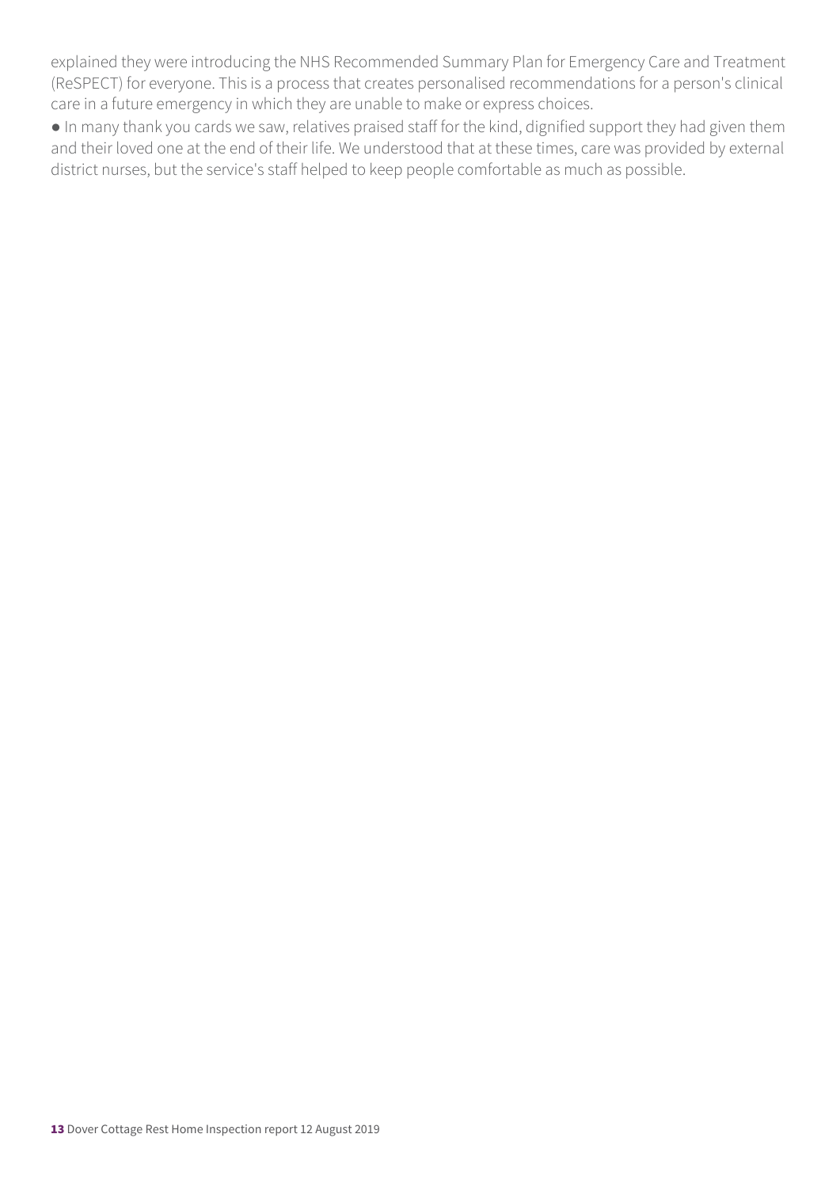explained they were introducing the NHS Recommended Summary Plan for Emergency Care and Treatment (ReSPECT) for everyone. This is a process that creates personalised recommendations for a person's clinical care in a future emergency in which they are unable to make or express choices.

- In many thank you cards we saw, relatives praised staff for the kind, dignified support they had given them and their loved one at the end of their life. We understood that at these times, care was provided by external district nurses, but the service's staff helped to keep people comfortable as much as possible.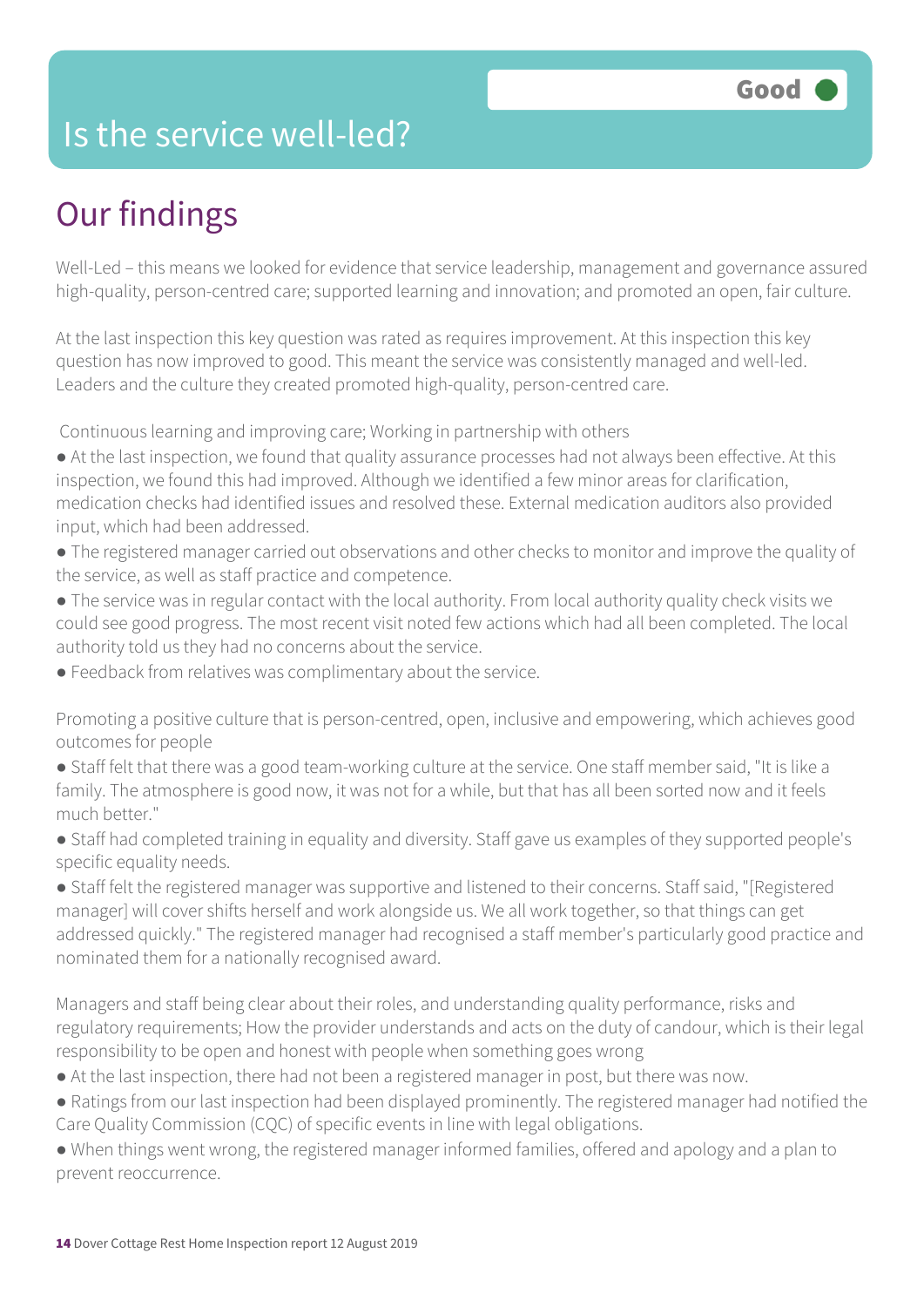Good

# Is the service well-led?

## Our findings

Well-Led – this means we looked for evidence that service leadership, management and governance assured high-quality, person-centred care; supported learning and innovation; and promoted an open, fair culture.

At the last inspection this key question was rated as requires improvement. At this inspection this key question has now improved to good. This meant the service was consistently managed and well-led. Leaders and the culture they created promoted high-quality, person-centred care.

Continuous learning and improving care; Working in partnership with others

- At the last inspection, we found that quality assurance processes had not always been effective. At this inspection, we found this had improved. Although we identified a few minor areas for clarification, medication checks had identified issues and resolved these. External medication auditors also provided input, which had been addressed.
- The registered manager carried out observations and other checks to monitor and improve the quality of the service, as well as staff practice and competence.
- The service was in regular contact with the local authority. From local authority quality check visits we could see good progress. The most recent visit noted few actions which had all been completed. The local authority told us they had no concerns about the service.
- Feedback from relatives was complimentary about the service.

Promoting a positive culture that is person-centred, open, inclusive and empowering, which achieves good outcomes for people

- Staff felt that there was a good team-working culture at the service. One staff member said, "It is like a family. The atmosphere is good now, it was not for a while, but that has all been sorted now and it feels much better."
- Staff had completed training in equality and diversity. Staff gave us examples of they supported people's specific equality needs.
- Staff felt the registered manager was supportive and listened to their concerns. Staff said, "[Registered manager] will cover shifts herself and work alongside us. We all work together, so that things can get addressed quickly." The registered manager had recognised a staff member's particularly good practice and nominated them for a nationally recognised award.

Managers and staff being clear about their roles, and understanding quality performance, risks and regulatory requirements; How the provider understands and acts on the duty of candour, which is their legal responsibility to be open and honest with people when something goes wrong

- At the last inspection, there had not been a registered manager in post, but there was now.
- Ratings from our last inspection had been displayed prominently. The registered manager had notified the Care Quality Commission (CQC) of specific events in line with legal obligations.
- When things went wrong, the registered manager informed families, offered and apology and a plan to prevent reoccurrence.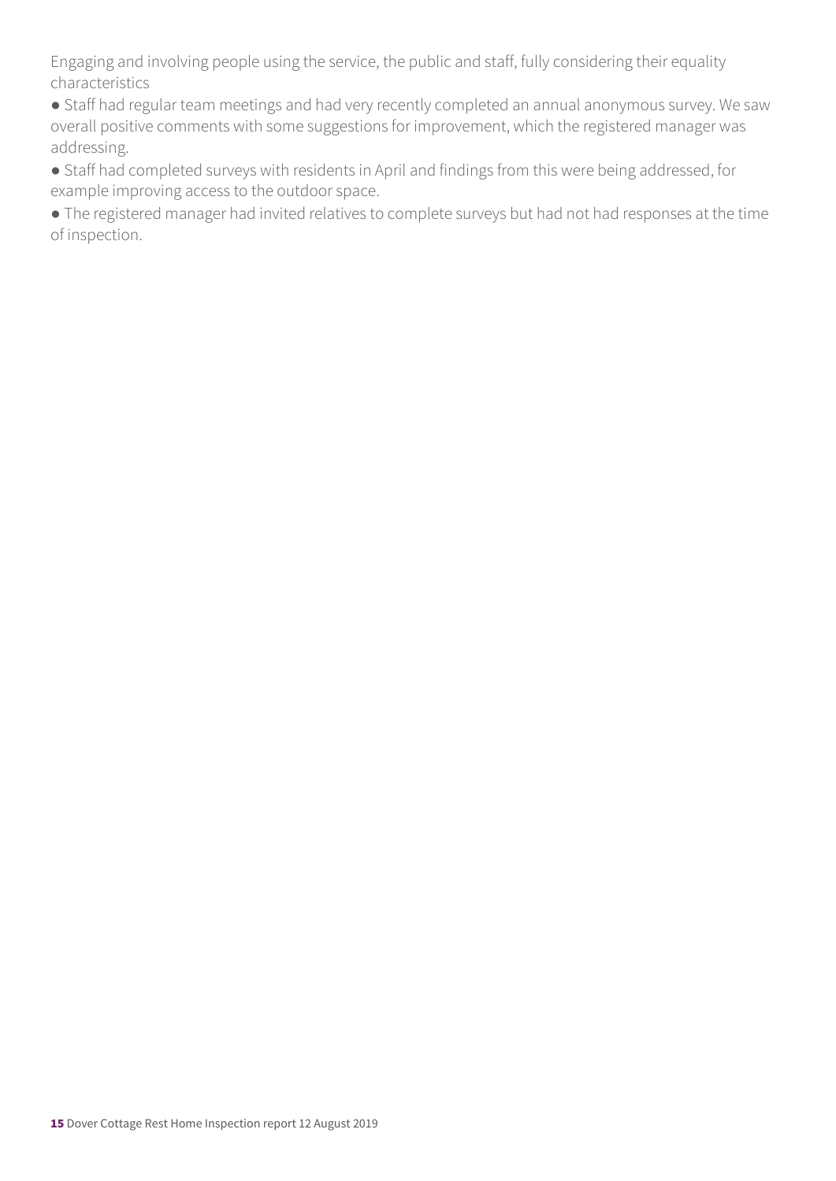Engaging and involving people using the service, the public and staff, fully considering their equality characteristics

- Staff had regular team meetings and had very recently completed an annual anonymous survey. We saw overall positive comments with some suggestions for improvement, which the registered manager was addressing.
- Staff had completed surveys with residents in April and findings from this were being addressed, for example improving access to the outdoor space.
- The registered manager had invited relatives to complete surveys but had not had responses at the time of inspection.